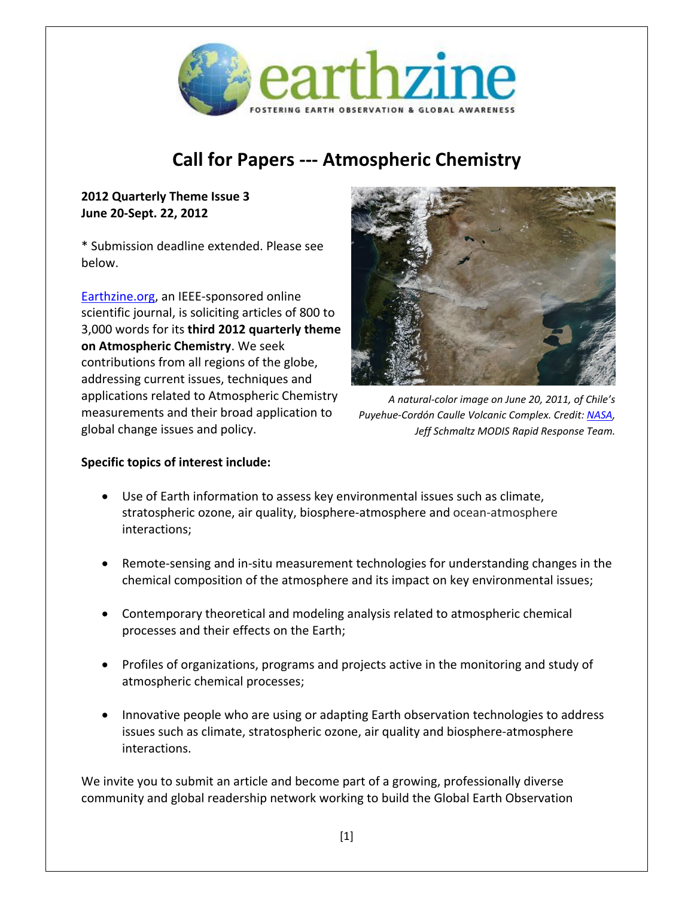# Call for Papers --- Atmospheric Chemistry

**2012 Quarterly Theme Issue 3**
**June 20-Sept. 22, 2012**

* Submission deadline extended. Please see below.

Earthzine.org, an IEEE-sponsored online scientific journal, is soliciting articles of 800 to 3,000 words for its **third 2012 quarterly theme on Atmospheric Chemistry**. We seek contributions from all regions of the globe, addressing current issues, techniques and applications related to Atmospheric Chemistry measurements and their broad application to global change issues and policy.

*A natural-color image on June 20, 2011, of Chile's Puyehue-Cordón Caulle Volcanic Complex. Credit: NASA, Jeff Schmaltz MODIS Rapid Response Team.*

**Specific topics of interest include:**

- Use of Earth information to assess key environmental issues such as climate, stratospheric ozone, air quality, biosphere-atmosphere and ocean-atmosphere interactions;
- Remote-sensing and in-situ measurement technologies for understanding changes in the chemical composition of the atmosphere and its impact on key environmental issues;
- Contemporary theoretical and modeling analysis related to atmospheric chemical processes and their effects on the Earth;
- Profiles of organizations, programs and projects active in the monitoring and study of atmospheric chemical processes;
- Innovative people who are using or adapting Earth observation technologies to address issues such as climate, stratospheric ozone, air quality and biosphere-atmosphere interactions.

We invite you to submit an article and become part of a growing, professionally diverse community and global readership network working to build the Global Earth Observation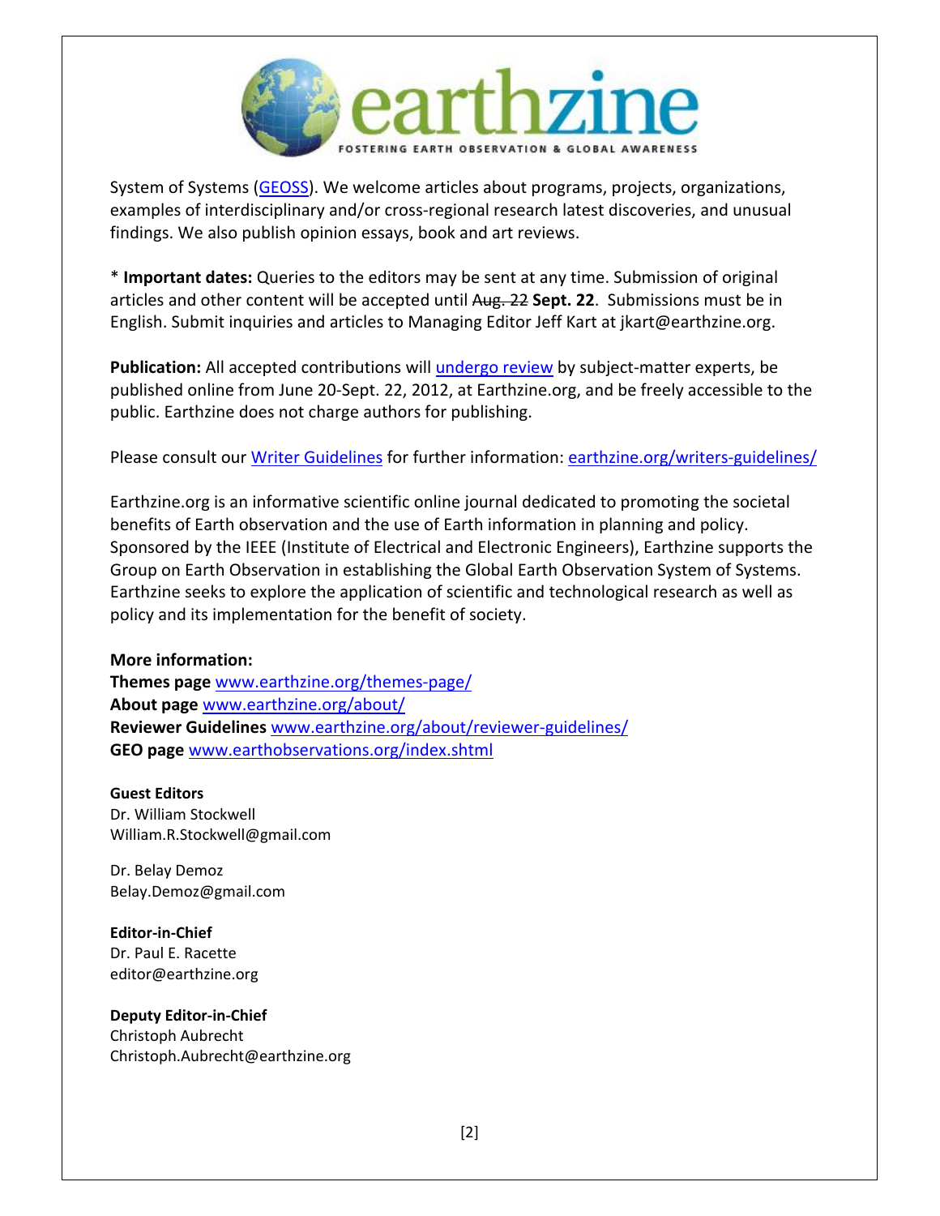System of Systems (GEOSS). We welcome articles about programs, projects, organizations, examples of interdisciplinary and/or cross-regional research latest discoveries, and unusual findings. We also publish opinion essays, book and art reviews.

* **Important dates:** Queries to the editors may be sent at any time. Submission of original articles and other content will be accepted until ~~Aug. 22~~ **Sept. 22**. Submissions must be in English. Submit inquiries and articles to Managing Editor Jeff Kart at jkart@earthzine.org.

**Publication:** All accepted contributions will undergo review by subject-matter experts, be published online from June 20-Sept. 22, 2012, at Earthzine.org, and be freely accessible to the public. Earthzine does not charge authors for publishing.

Please consult our Writer Guidelines for further information: earthzine.org/writers-guidelines/

Earthzine.org is an informative scientific online journal dedicated to promoting the societal benefits of Earth observation and the use of Earth information in planning and policy. Sponsored by the IEEE (Institute of Electrical and Electronic Engineers), Earthzine supports the Group on Earth Observation in establishing the Global Earth Observation System of Systems. Earthzine seeks to explore the application of scientific and technological research as well as policy and its implementation for the benefit of society.

**More information:**
**Themes page** www.earthzine.org/themes-page/
**About page** www.earthzine.org/about/
**Reviewer Guidelines** www.earthzine.org/about/reviewer-guidelines/
**GEO page** www.earthobservations.org/index.shtml

**Guest Editors**
Dr. William Stockwell
William.R.Stockwell@gmail.com

Dr. Belay Demoz
Belay.Demoz@gmail.com

**Editor-in-Chief**
Dr. Paul E. Racette
editor@earthzine.org

**Deputy Editor-in-Chief**
Christoph Aubrecht
Christoph.Aubrecht@earthzine.org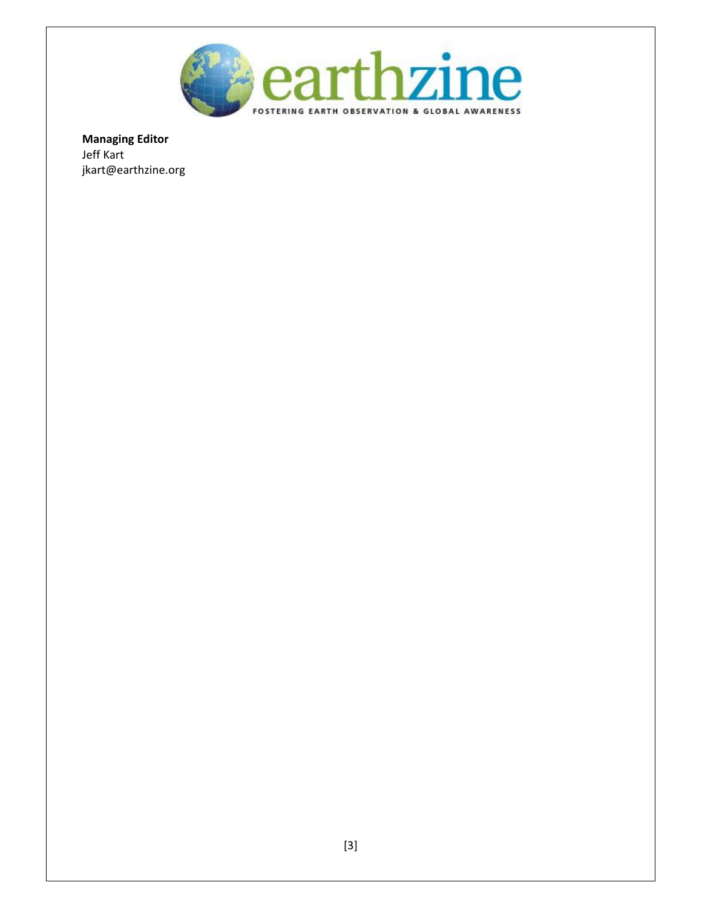**Managing Editor**
Jeff Kart
jkart@earthzine.org